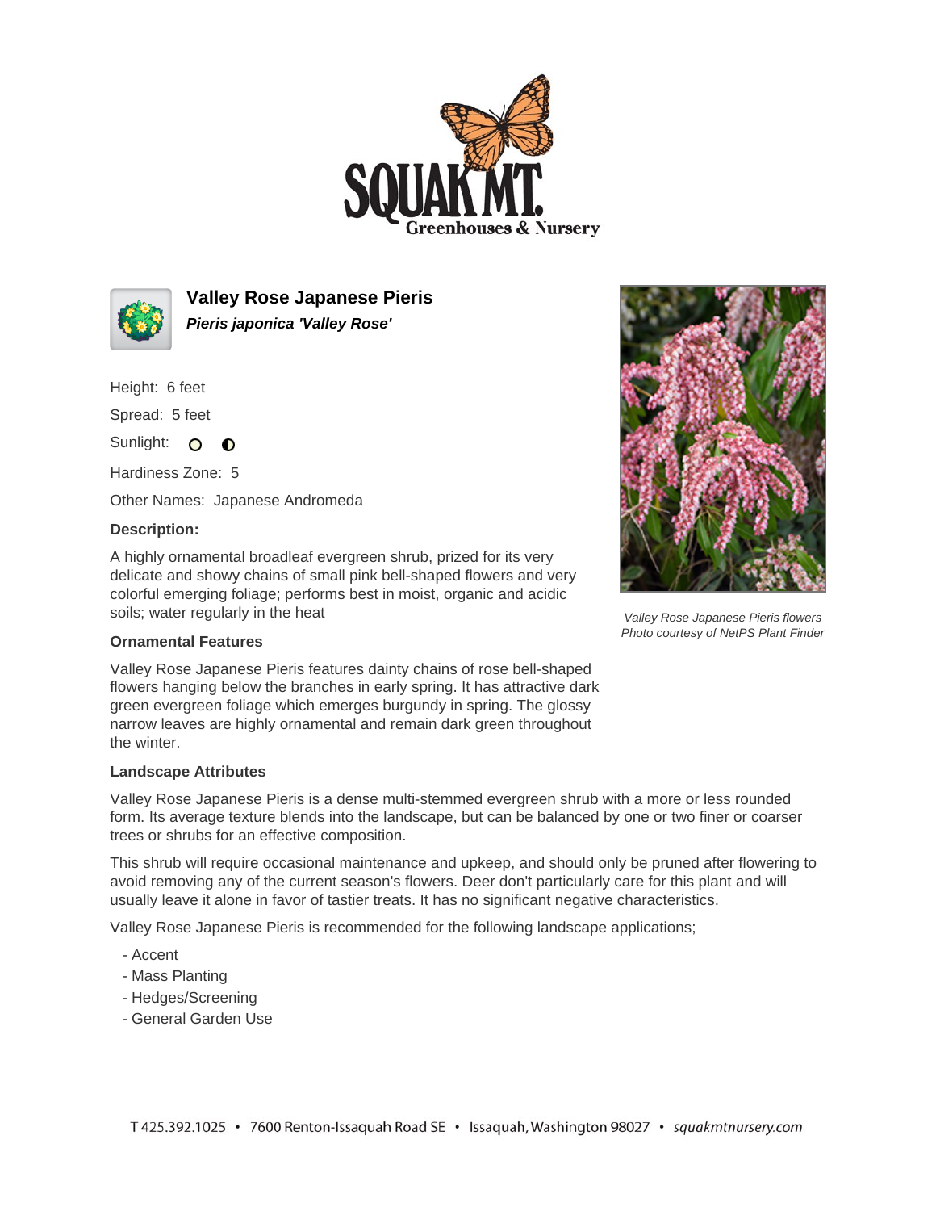# Valley Rose Japanese Pieris

***Pieris japonica 'Valley Rose'***

Height: 6 feet

Spread: 5 feet

Sunlight:

Hardiness Zone: 5

Other Names: Japanese Andromeda

**Description:**

A highly ornamental broadleaf evergreen shrub, prized for its very delicate and showy chains of small pink bell-shaped flowers and very colorful emerging foliage; performs best in moist, organic and acidic soils; water regularly in the heat

*Valley Rose Japanese Pieris flowers*
*Photo courtesy of NetPS Plant Finder*

**Ornamental Features**

Valley Rose Japanese Pieris features dainty chains of rose bell-shaped flowers hanging below the branches in early spring. It has attractive dark green evergreen foliage which emerges burgundy in spring. The glossy narrow leaves are highly ornamental and remain dark green throughout the winter.

**Landscape Attributes**

Valley Rose Japanese Pieris is a dense multi-stemmed evergreen shrub with a more or less rounded form. Its average texture blends into the landscape, but can be balanced by one or two finer or coarser trees or shrubs for an effective composition.

This shrub will require occasional maintenance and upkeep, and should only be pruned after flowering to avoid removing any of the current season's flowers. Deer don't particularly care for this plant and will usually leave it alone in favor of tastier treats. It has no significant negative characteristics.

Valley Rose Japanese Pieris is recommended for the following landscape applications;

- Accent
- Mass Planting
- Hedges/Screening
- General Garden Use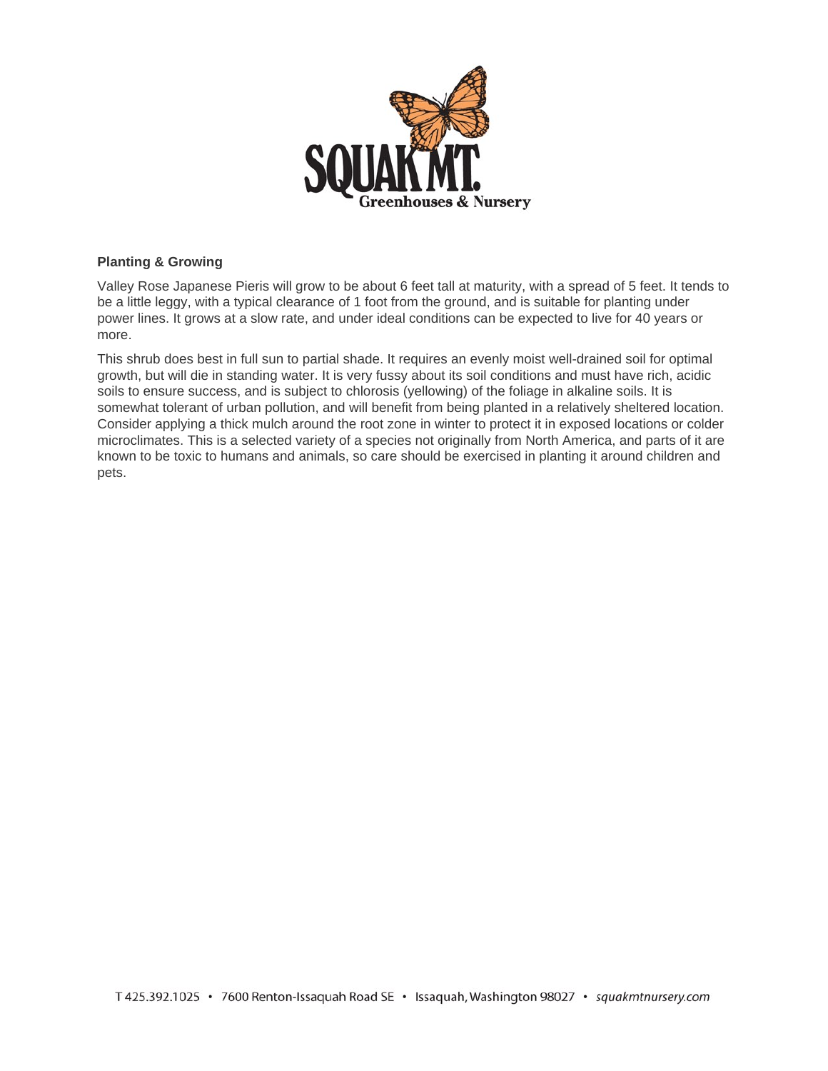**Planting & Growing**

Valley Rose Japanese Pieris will grow to be about 6 feet tall at maturity, with a spread of 5 feet. It tends to be a little leggy, with a typical clearance of 1 foot from the ground, and is suitable for planting under power lines. It grows at a slow rate, and under ideal conditions can be expected to live for 40 years or more.

This shrub does best in full sun to partial shade. It requires an evenly moist well-drained soil for optimal growth, but will die in standing water. It is very fussy about its soil conditions and must have rich, acidic soils to ensure success, and is subject to chlorosis (yellowing) of the foliage in alkaline soils. It is somewhat tolerant of urban pollution, and will benefit from being planted in a relatively sheltered location. Consider applying a thick mulch around the root zone in winter to protect it in exposed locations or colder microclimates. This is a selected variety of a species not originally from North America, and parts of it are known to be toxic to humans and animals, so care should be exercised in planting it around children and pets.